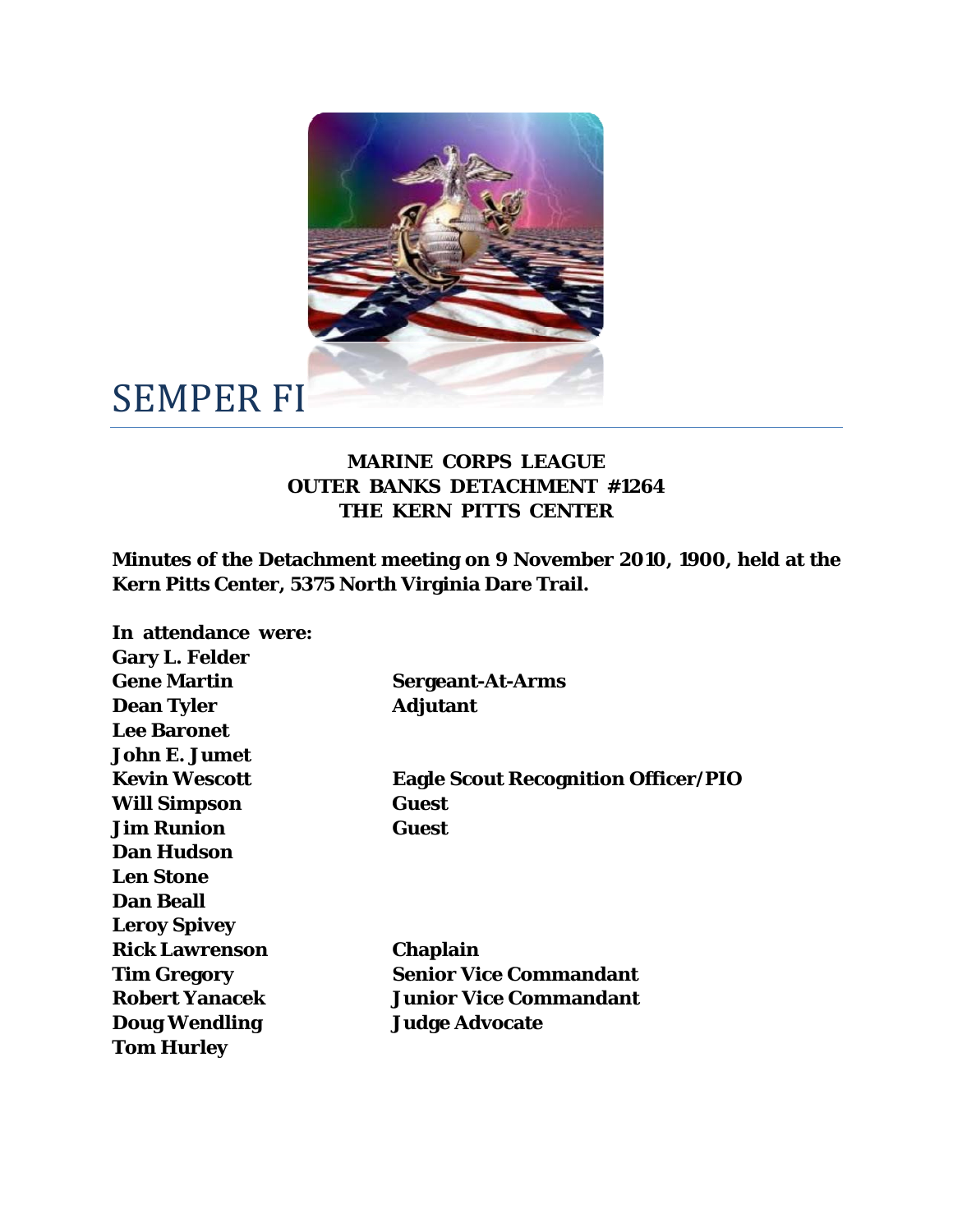# SEMPER FI

**MARINE CORPS LEAGUE**
**OUTER BANKS DETACHMENT #1264**
**THE KERN PITTS CENTER**

**Minutes of the Detachment meeting on 9 November 2010, 1900, held at the Kern Pitts Center, 5375 North Virginia Dare Trail.**

**In attendance were:**

| | |
|---|---|
| **Gary L. Felder** | |
| **Gene Martin** | **Sergeant-At-Arms** |
| **Dean Tyler** | **Adjutant** |
| **Lee Baronet** | |
| **John E. Jumet** | |
| **Kevin Wescott** | **Eagle Scout Recognition Officer/PIO** |
| **Will Simpson** | **Guest** |
| **Jim Runion** | **Guest** |
| **Dan Hudson** | |
| **Len Stone** | |
| **Dan Beall** | |
| **Leroy Spivey** | |
| **Rick Lawrenson** | **Chaplain** |
| **Tim Gregory** | **Senior Vice Commandant** |
| **Robert Yanacek** | **Junior Vice Commandant** |
| **Doug Wendling** | **Judge Advocate** |
| **Tom Hurley** | |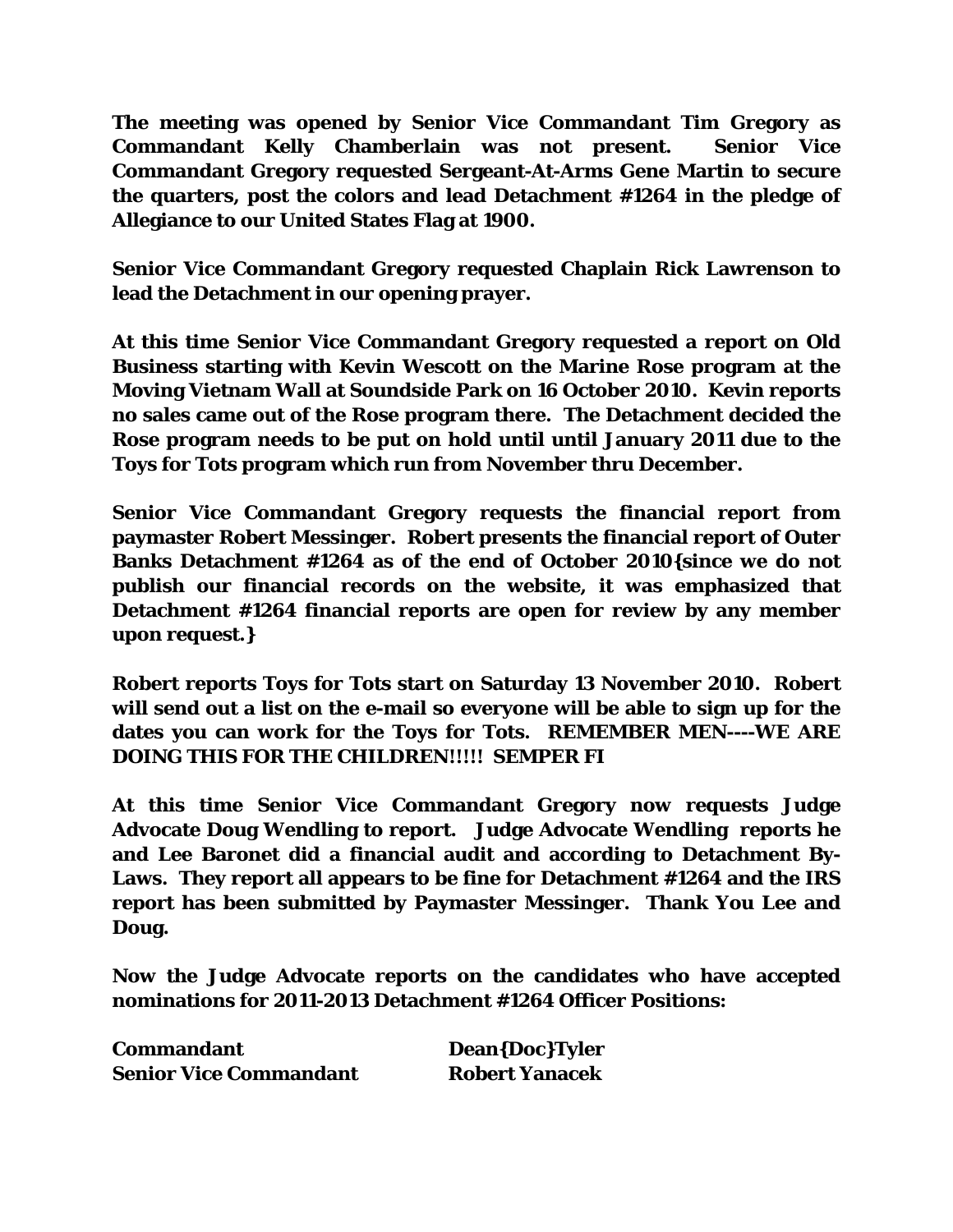**The meeting was opened by Senior Vice Commandant Tim Gregory as Commandant Kelly Chamberlain was not present. Senior Vice Commandant Gregory requested Sergeant-At-Arms Gene Martin to secure the quarters, post the colors and lead Detachment #1264 in the pledge of Allegiance to our United States Flag at 1900.**

**Senior Vice Commandant Gregory requested Chaplain Rick Lawrenson to lead the Detachment in our opening prayer.**

**At this time Senior Vice Commandant Gregory requested a report on Old Business starting with Kevin Wescott on the Marine Rose program at the Moving Vietnam Wall at Soundside Park on 16 October 2010. Kevin reports no sales came out of the Rose program there. The Detachment decided the Rose program needs to be put on hold until until January 2011 due to the Toys for Tots program which run from November thru December.**

**Senior Vice Commandant Gregory requests the financial report from paymaster Robert Messinger. Robert presents the financial report of Outer Banks Detachment #1264 as of the end of October 2010{since we do not publish our financial records on the website, it was emphasized that Detachment #1264 financial reports are open for review by any member upon request.}**

**Robert reports Toys for Tots start on Saturday 13 November 2010. Robert will send out a list on the e-mail so everyone will be able to sign up for the dates you can work for the Toys for Tots. REMEMBER MEN----WE ARE DOING THIS FOR THE CHILDREN!!!!! SEMPER FI**

**At this time Senior Vice Commandant Gregory now requests Judge Advocate Doug Wendling to report. Judge Advocate Wendling reports he and Lee Baronet did a financial audit and according to Detachment By-Laws. They report all appears to be fine for Detachment #1264 and the IRS report has been submitted by Paymaster Messinger. Thank You Lee and Doug.**

**Now the Judge Advocate reports on the candidates who have accepted nominations for 2011-2013 Detachment #1264 Officer Positions:**

| | |
|---|---|
| **Commandant** | **Dean{Doc}Tyler** |
| **Senior Vice Commandant** | **Robert Yanacek** |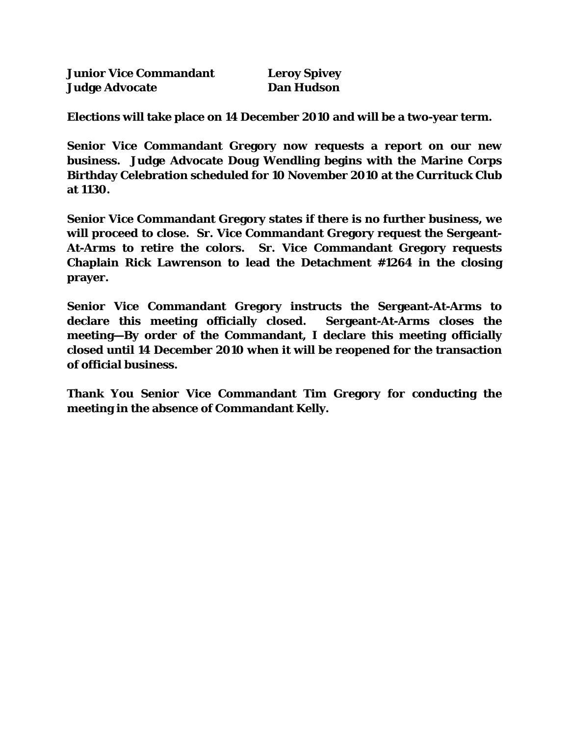**Junior Vice Commandant** **Leroy Spivey**
**Judge Advocate** **Dan Hudson**

**Elections will take place on 14 December 2010 and will be a two-year term.**

**Senior Vice Commandant Gregory now requests a report on our new business. Judge Advocate Doug Wendling begins with the Marine Corps Birthday Celebration scheduled for 10 November 2010 at the Currituck Club at 1130.**

**Senior Vice Commandant Gregory states if there is no further business, we will proceed to close. Sr. Vice Commandant Gregory request the Sergeant-At-Arms to retire the colors. Sr. Vice Commandant Gregory requests Chaplain Rick Lawrenson to lead the Detachment #1264 in the closing prayer.**

**Senior Vice Commandant Gregory instructs the Sergeant-At-Arms to declare this meeting officially closed. Sergeant-At-Arms closes the meeting—By order of the Commandant, I declare this meeting officially closed until 14 December 2010 when it will be reopened for the transaction of official business.**

**Thank You Senior Vice Commandant Tim Gregory for conducting the meeting in the absence of Commandant Kelly.**